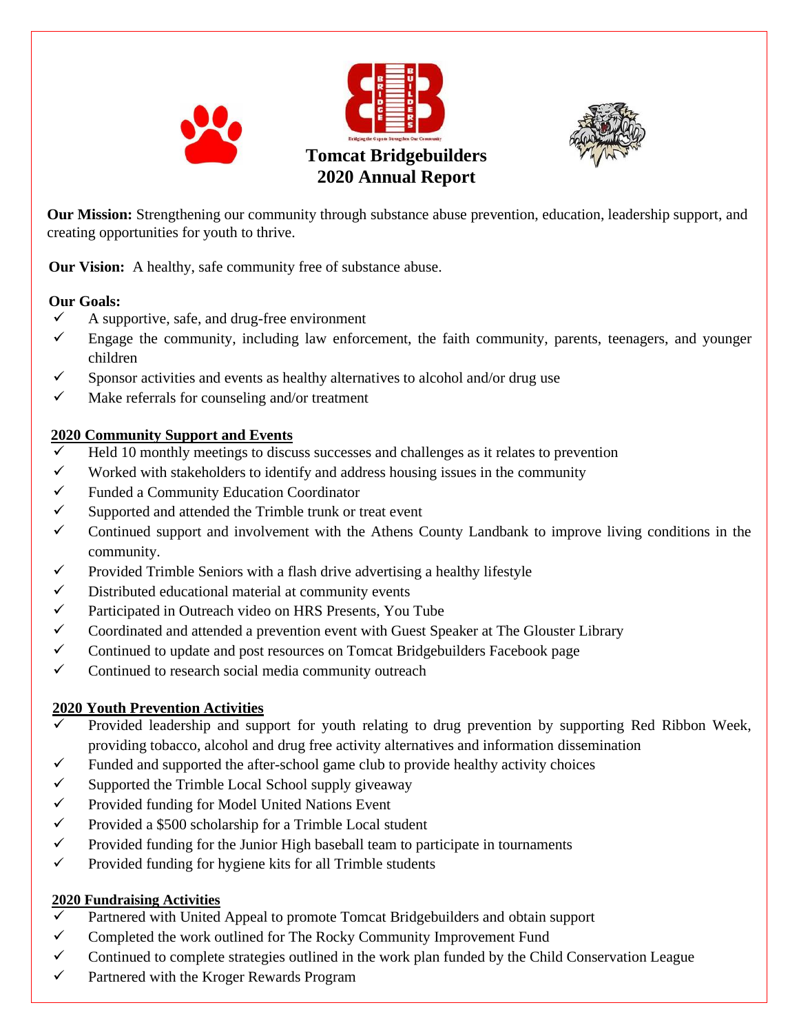# Tomcat Bridgebuilders
# 2020 Annual Report

**Our Mission:** Strengthening our community through substance abuse prevention, education, leadership support, and creating opportunities for youth to thrive.

**Our Vision:** A healthy, safe community free of substance abuse.

**Our Goals:**

- ✓ A supportive, safe, and drug-free environment
- ✓ Engage the community, including law enforcement, the faith community, parents, teenagers, and younger children
- ✓ Sponsor activities and events as healthy alternatives to alcohol and/or drug use
- ✓ Make referrals for counseling and/or treatment

## 2020 Community Support and Events

- ✓ Held 10 monthly meetings to discuss successes and challenges as it relates to prevention
- ✓ Worked with stakeholders to identify and address housing issues in the community
- ✓ Funded a Community Education Coordinator
- ✓ Supported and attended the Trimble trunk or treat event
- ✓ Continued support and involvement with the Athens County Landbank to improve living conditions in the community.
- ✓ Provided Trimble Seniors with a flash drive advertising a healthy lifestyle
- ✓ Distributed educational material at community events
- ✓ Participated in Outreach video on HRS Presents, You Tube
- ✓ Coordinated and attended a prevention event with Guest Speaker at The Glouster Library
- ✓ Continued to update and post resources on Tomcat Bridgebuilders Facebook page
- ✓ Continued to research social media community outreach

## 2020 Youth Prevention Activities

- ✓ Provided leadership and support for youth relating to drug prevention by supporting Red Ribbon Week, providing tobacco, alcohol and drug free activity alternatives and information dissemination
- ✓ Funded and supported the after-school game club to provide healthy activity choices
- ✓ Supported the Trimble Local School supply giveaway
- ✓ Provided funding for Model United Nations Event
- ✓ Provided a $500 scholarship for a Trimble Local student
- ✓ Provided funding for the Junior High baseball team to participate in tournaments
- ✓ Provided funding for hygiene kits for all Trimble students

## 2020 Fundraising Activities

- ✓ Partnered with United Appeal to promote Tomcat Bridgebuilders and obtain support
- ✓ Completed the work outlined for The Rocky Community Improvement Fund
- ✓ Continued to complete strategies outlined in the work plan funded by the Child Conservation League
- ✓ Partnered with the Kroger Rewards Program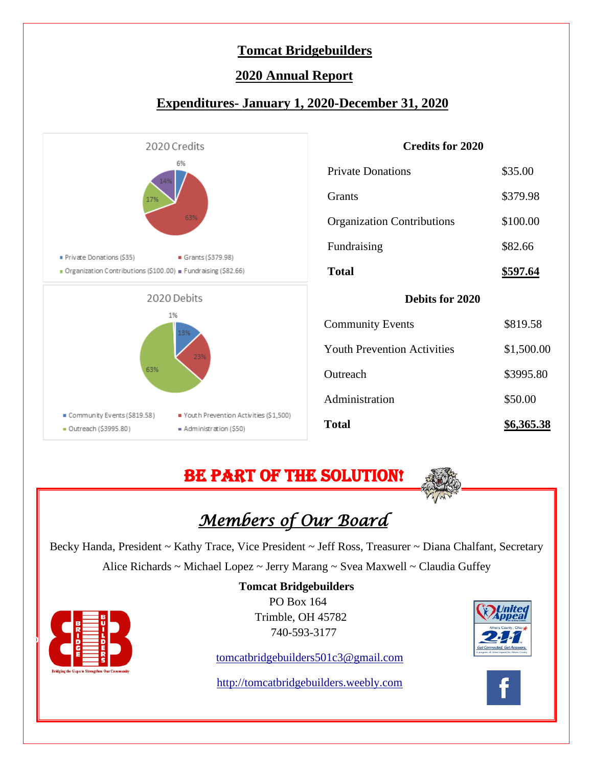# Tomcat Bridgebuilders

## 2020 Annual Report

## Expenditures- January 1, 2020-December 31, 2020

2020 Credits

6%
14%
17%
63%

Private Donations ($35)
Grants ($379.98)
Organization Contributions ($100.00)
Fundraising ($82.66)

| Credits for 2020 | |
|---|---|
| Private Donations | $35.00 |
| Grants | $379.98 |
| Organization Contributions | $100.00 |
| Fundraising | $82.66 |
| **Total** | **$597.64** |

2020 Debits

1%
13%
23%
63%

Community Events ($819.58)
Youth Prevention Activities ($1,500)
Outreach ($3995.80)
Administration ($50)

| Debits for 2020 | |
|---|---|
| Community Events | $819.58 |
| Youth Prevention Activities | $1,500.00 |
| Outreach | $3995.80 |
| Administration | $50.00 |
| **Total** | **$6,365.38** |

## BE PART OF THE SOLUTION!

## *Members of Our Board*

Becky Handa, President ~ Kathy Trace, Vice President ~ Jeff Ross, Treasurer ~ Diana Chalfant, Secretary

Alice Richards ~ Michael Lopez ~ Jerry Marang ~ Svea Maxwell ~ Claudia Guffey

**Tomcat Bridgebuilders**
PO Box 164
Trimble, OH 45782
740-593-3177

tomcatbridgebuilders501c3@gmail.com

http://tomcatbridgebuilders.weebly.com

BRIDGE BUILDERS
Bridging the Gaps to Strengthen Our Community

United Appeal for Athens County
Athens County, Ohio 2-1-1 Get Connected. Get Answers.
A program of United Appeal for Athens County